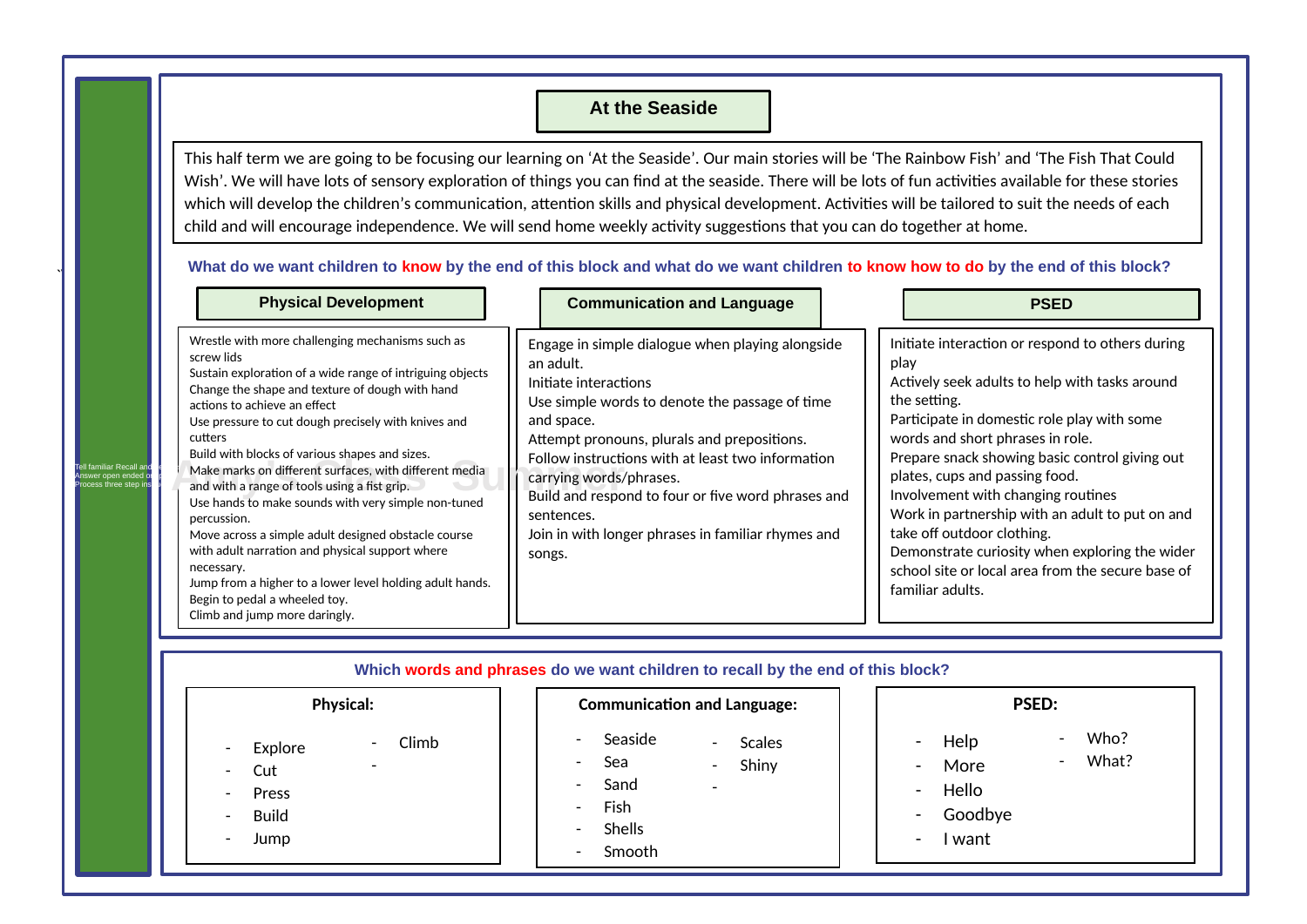# At the Seaside

This half term we are going to be focusing our learning on 'At the Seaside'. Our main stories will be 'The Rainbow Fish' and 'The Fish That Could Wish'. We will have lots of sensory exploration of things you can find at the seaside. There will be lots of fun activities available for these stories which will develop the children's communication, attention skills and physical development. Activities will be tailored to suit the needs of each child and will encourage independence. We will send home weekly activity suggestions that you can do together at home.

**What do we want children to know by the end of this block and what do we want children to know how to do by the end of this block?**

## Physical Development

Wrestle with more challenging mechanisms such as screw lids
Sustain exploration of a wide range of intriguing objects
Change the shape and texture of dough with hand actions to achieve an effect
Use pressure to cut dough precisely with knives and cutters
Build with blocks of various shapes and sizes.
Make marks on different surfaces, with different media and with a range of tools using a fist grip.
Use hands to make sounds with very simple non-tuned percussion.
Move across a simple adult designed obstacle course with adult narration and physical support where necessary.
Jump from a higher to a lower level holding adult hands.
Begin to pedal a wheeled toy.
Climb and jump more daringly.

## Communication and Language

Engage in simple dialogue when playing alongside an adult.
Initiate interactions
Use simple words to denote the passage of time and space.
Attempt pronouns, plurals and prepositions.
Follow instructions with at least two information carrying words/phrases.
Build and respond to four or five word phrases and sentences.
Join in with longer phrases in familiar rhymes and songs.

## PSED

Initiate interaction or respond to others during play
Actively seek adults to help with tasks around the setting.
Participate in domestic role play with some words and short phrases in role.
Prepare snack showing basic control giving out plates, cups and passing food.
Involvement with changing routines
Work in partnership with an adult to put on and take off outdoor clothing.
Demonstrate curiosity when exploring the wider school site or local area from the secure base of familiar adults.

**Which words and phrases do we want children to recall by the end of this block?**

### Physical:

- Explore
- Cut
- Press
- Build
- Jump
- Climb
-

### Communication and Language:

- Seaside
- Sea
- Sand
- Fish
- Shells
- Smooth
- Scales
- Shiny
-

### PSED:

- Help
- More
- Hello
- Goodbye
- I want
- Who?
- What?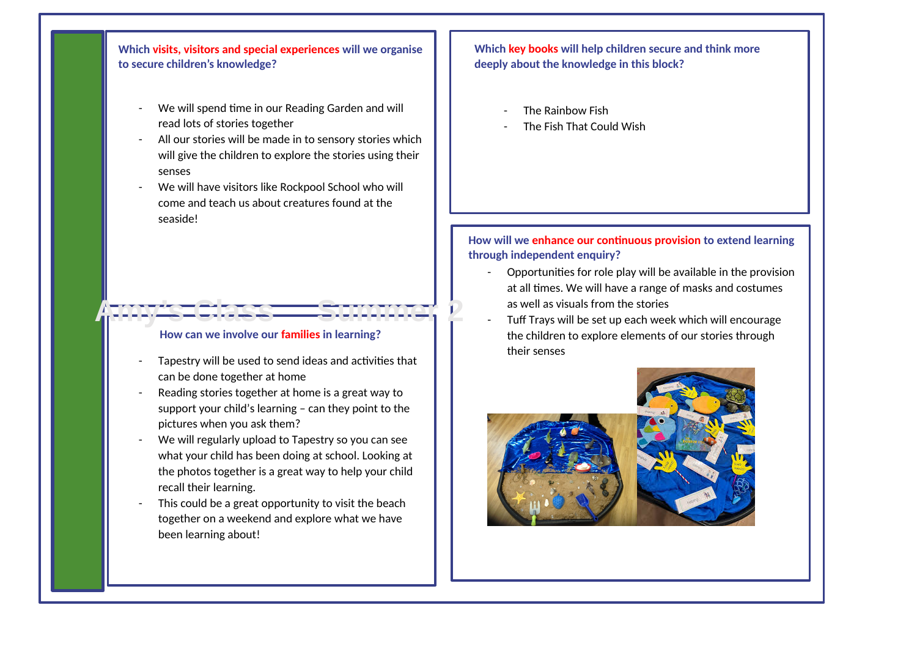## Which visits, visitors and special experiences will we organise to secure children's knowledge?

- We will spend time in our Reading Garden and will read lots of stories together
- All our stories will be made in to sensory stories which will give the children to explore the stories using their senses
- We will have visitors like Rockpool School who will come and teach us about creatures found at the seaside!

Amy's Class Summer 2

## How can we involve our families in learning?

- Tapestry will be used to send ideas and activities that can be done together at home
- Reading stories together at home is a great way to support your child's learning – can they point to the pictures when you ask them?
- We will regularly upload to Tapestry so you can see what your child has been doing at school. Looking at the photos together is a great way to help your child recall their learning.
- This could be a great opportunity to visit the beach together on a weekend and explore what we have been learning about!

## Which key books will help children secure and think more deeply about the knowledge in this block?

- The Rainbow Fish
- The Fish That Could Wish

## How will we enhance our continuous provision to extend learning through independent enquiry?

- Opportunities for role play will be available in the provision at all times. We will have a range of masks and costumes as well as visuals from the stories
- Tuff Trays will be set up each week which will encourage the children to explore elements of our stories through their senses